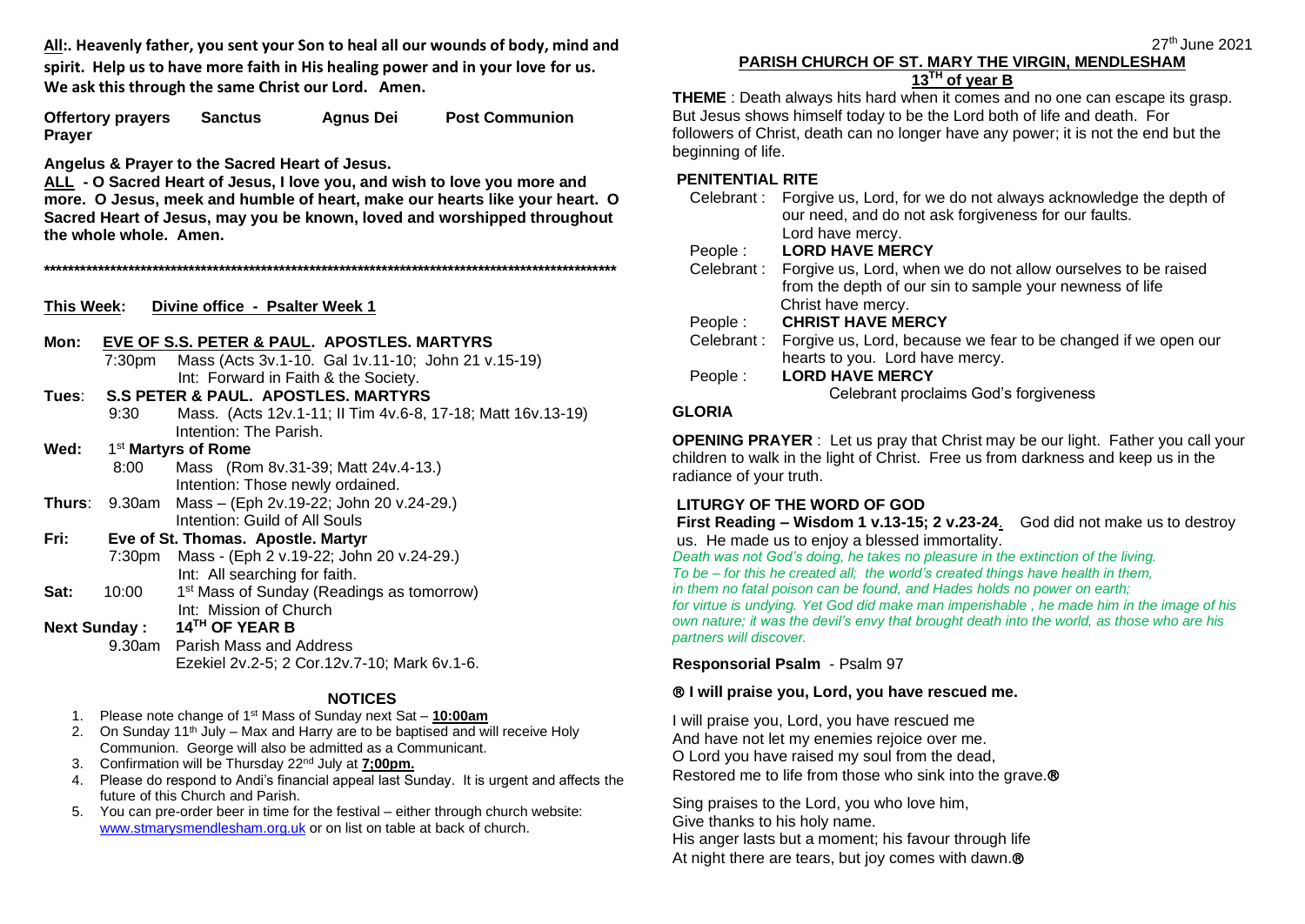**All:. Heavenly father, you sent your Son to heal all our wounds of body, mind and spirit. Help us to have more faith in His healing power and in your love for us. We ask this through the same Christ our Lord. Amen.**

**Offertory prayers Sanctus Agnus Dei Post Communion Prayer**

**Angelus & Prayer to the Sacred Heart of Jesus.**

**ALL - O Sacred Heart of Jesus, I love you, and wish to love you more and more. O Jesus, meek and humble of heart, make our hearts like your heart. O Sacred Heart of Jesus, may you be known, loved and worshipped throughout the whole whole. Amen.**

**\*\*\*\*\*\*\*\*\*\*\*\*\*\*\*\*\*\*\*\*\*\*\*\*\*\*\*\*\*\*\*\*\*\*\*\*\*\*\*\*\*\*\*\*\*\*\*\*\*\*\*\*\*\*\*\*\*\*\*\*\*\*\*\*\*\*\*\*\*\*\*\*\*\*\*\*\*\*\*\*\*\*\*\*\*\*\*\*\*\*\*\*\*\***

**This Week: Divine office - Psalter Week 1**

**Mon: EVE OF S.S. PETER & PAUL. APOSTLES. MARTYRS**
7:30pm Mass (Acts 3v.1-10. Gal 1v.11-10; John 21 v.15-19)
Int: Forward in Faith & the Society.

**Tues: S.S PETER & PAUL. APOSTLES. MARTYRS**
9:30 Mass. (Acts 12v.1-11; II Tim 4v.6-8, 17-18; Matt 16v.13-19)
Intention: The Parish.

**Wed: 1st Martyrs of Rome**
8:00 Mass (Rom 8v.31-39; Matt 24v.4-13.)
Intention: Those newly ordained.

**Thurs:** 9.30am Mass – (Eph 2v.19-22; John 20 v.24-29.)
Intention: Guild of All Souls

**Fri: Eve of St. Thomas. Apostle. Martyr**
7:30pm Mass - (Eph 2 v.19-22; John 20 v.24-29.)
Int: All searching for faith.

**Sat:** 10:00 1st Mass of Sunday (Readings as tomorrow)
Int: Mission of Church

**Next Sunday : 14TH OF YEAR B**
9.30am Parish Mass and Address
Ezekiel 2v.2-5; 2 Cor.12v.7-10; Mark 6v.1-6.

## NOTICES

1. Please note change of 1st Mass of Sunday next Sat – **10:00am**
2. On Sunday 11th July – Max and Harry are to be baptised and will receive Holy Communion. George will also be admitted as a Communicant.
3. Confirmation will be Thursday 22nd July at **7;00pm.**
4. Please do respond to Andi's financial appeal last Sunday. It is urgent and affects the future of this Church and Parish.
5. You can pre-order beer in time for the festival – either through church website: www.stmarysmendlesham.org.uk or on list on table at back of church.

27th June 2021

## PARISH CHURCH OF ST. MARY THE VIRGIN, MENDLESHAM

**13TH of year B**

**THEME** : Death always hits hard when it comes and no one can escape its grasp. But Jesus shows himself today to be the Lord both of life and death. For followers of Christ, death can no longer have any power; it is not the end but the beginning of life.

**PENITENTIAL RITE**

Celebrant : Forgive us, Lord, for we do not always acknowledge the depth of our need, and do not ask forgiveness for our faults. Lord have mercy.
People : **LORD HAVE MERCY**
Celebrant : Forgive us, Lord, when we do not allow ourselves to be raised from the depth of our sin to sample your newness of life Christ have mercy.
People : **CHRIST HAVE MERCY**
Celebrant : Forgive us, Lord, because we fear to be changed if we open our hearts to you. Lord have mercy.
People : **LORD HAVE MERCY**
Celebrant proclaims God's forgiveness

**GLORIA**

**OPENING PRAYER** : Let us pray that Christ may be our light. Father you call your children to walk in the light of Christ. Free us from darkness and keep us in the radiance of your truth.

**LITURGY OF THE WORD OF GOD**

**First Reading – Wisdom 1 v.13-15; 2 v.23-24.** God did not make us to destroy us. He made us to enjoy a blessed immortality.

*Death was not God's doing, he takes no pleasure in the extinction of the living. To be – for this he created all; the world's created things have health in them, in them no fatal poison can be found, and Hades holds no power on earth; for virtue is undying. Yet God did make man imperishable , he made him in the image of his own nature; it was the devil's envy that brought death into the world, as those who are his partners will discover.*

**Responsorial Psalm** - Psalm 97

**® I will praise you, Lord, you have rescued me.**

I will praise you, Lord, you have rescued me
And have not let my enemies rejoice over me.
O Lord you have raised my soul from the dead,
Restored me to life from those who sink into the grave.®

Sing praises to the Lord, you who love him,
Give thanks to his holy name.
His anger lasts but a moment; his favour through life
At night there are tears, but joy comes with dawn.®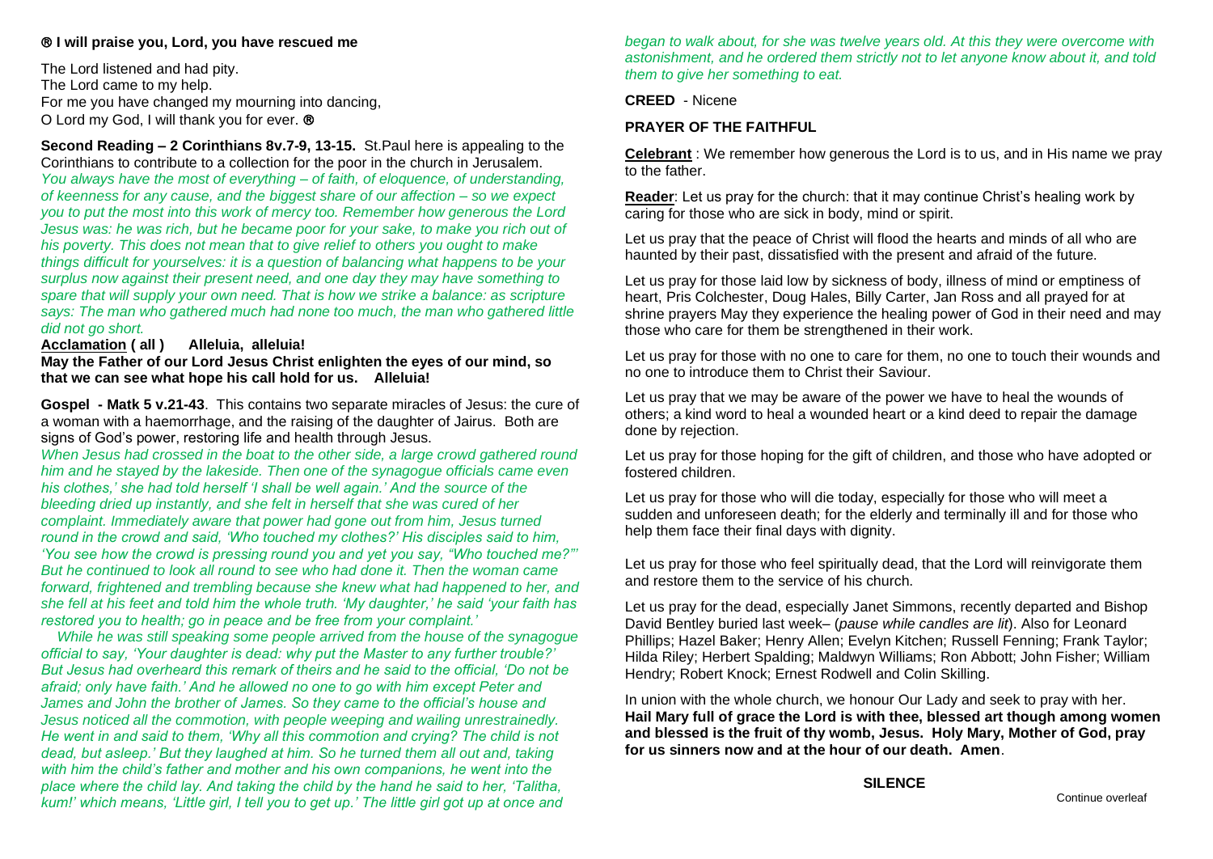**® I will praise you, Lord, you have rescued me**

The Lord listened and had pity.
The Lord came to my help.
For me you have changed my mourning into dancing,
O Lord my God, I will thank you for ever. **®**

**Second Reading – 2 Corinthians 8v.7-9, 13-15.** St.Paul here is appealing to the Corinthians to contribute to a collection for the poor in the church in Jerusalem.
*You always have the most of everything – of faith, of eloquence, of understanding, of keenness for any cause, and the biggest share of our affection – so we expect you to put the most into this work of mercy too. Remember how generous the Lord Jesus was: he was rich, but he became poor for your sake, to make you rich out of his poverty. This does not mean that to give relief to others you ought to make things difficult for yourselves: it is a question of balancing what happens to be your surplus now against their present need, and one day they may have something to spare that will supply your own need. That is how we strike a balance: as scripture says: The man who gathered much had none too much, the man who gathered little did not go short.*

**Acclamation ( all )   Alleluia, alleluia!**
**May the Father of our Lord Jesus Christ enlighten the eyes of our mind, so that we can see what hope his call hold for us.   Alleluia!**

**Gospel - Matk 5 v.21-43**. This contains two separate miracles of Jesus: the cure of a woman with a haemorrhage, and the raising of the daughter of Jairus. Both are signs of God's power, restoring life and health through Jesus.
*When Jesus had crossed in the boat to the other side, a large crowd gathered round him and he stayed by the lakeside. Then one of the synagogue officials came even his clothes,' she had told herself 'I shall be well again.' And the source of the bleeding dried up instantly, and she felt in herself that she was cured of her complaint. Immediately aware that power had gone out from him, Jesus turned round in the crowd and said, 'Who touched my clothes?' His disciples said to him, 'You see how the crowd is pressing round you and yet you say, "Who touched me?"' But he continued to look all round to see who had done it. Then the woman came forward, frightened and trembling because she knew what had happened to her, and she fell at his feet and told him the whole truth. 'My daughter,' he said 'your faith has restored you to health; go in peace and be free from your complaint.'*

*While he was still speaking some people arrived from the house of the synagogue official to say, 'Your daughter is dead: why put the Master to any further trouble?' But Jesus had overheard this remark of theirs and he said to the official, 'Do not be afraid; only have faith.' And he allowed no one to go with him except Peter and James and John the brother of James. So they came to the official's house and Jesus noticed all the commotion, with people weeping and wailing unrestrainedly. He went in and said to them, 'Why all this commotion and crying? The child is not dead, but asleep.' But they laughed at him. So he turned them all out and, taking with him the child's father and mother and his own companions, he went into the place where the child lay. And taking the child by the hand he said to her, 'Talitha, kum!' which means, 'Little girl, I tell you to get up.' The little girl got up at once and began to walk about, for she was twelve years old. At this they were overcome with astonishment, and he ordered them strictly not to let anyone know about it, and told them to give her something to eat.*

**CREED** - Nicene

**PRAYER OF THE FAITHFUL**

**Celebrant** : We remember how generous the Lord is to us, and in His name we pray to the father.

**Reader**: Let us pray for the church: that it may continue Christ's healing work by caring for those who are sick in body, mind or spirit.

Let us pray that the peace of Christ will flood the hearts and minds of all who are haunted by their past, dissatisfied with the present and afraid of the future.

Let us pray for those laid low by sickness of body, illness of mind or emptiness of heart, Pris Colchester, Doug Hales, Billy Carter, Jan Ross and all prayed for at shrine prayers May they experience the healing power of God in their need and may those who care for them be strengthened in their work.

Let us pray for those with no one to care for them, no one to touch their wounds and no one to introduce them to Christ their Saviour.

Let us pray that we may be aware of the power we have to heal the wounds of others; a kind word to heal a wounded heart or a kind deed to repair the damage done by rejection.

Let us pray for those hoping for the gift of children, and those who have adopted or fostered children.

Let us pray for those who will die today, especially for those who will meet a sudden and unforeseen death; for the elderly and terminally ill and for those who help them face their final days with dignity.

Let us pray for those who feel spiritually dead, that the Lord will reinvigorate them and restore them to the service of his church.

Let us pray for the dead, especially Janet Simmons, recently departed and Bishop David Bentley buried last week– (*pause while candles are lit*). Also for Leonard Phillips; Hazel Baker; Henry Allen; Evelyn Kitchen; Russell Fenning; Frank Taylor; Hilda Riley; Herbert Spalding; Maldwyn Williams; Ron Abbott; John Fisher; William Hendry; Robert Knock; Ernest Rodwell and Colin Skilling.

In union with the whole church, we honour Our Lady and seek to pray with her.
**Hail Mary full of grace the Lord is with thee, blessed art though among women and blessed is the fruit of thy womb, Jesus. Holy Mary, Mother of God, pray for us sinners now and at the hour of our death. Amen**.

**SILENCE**

Continue overleaf